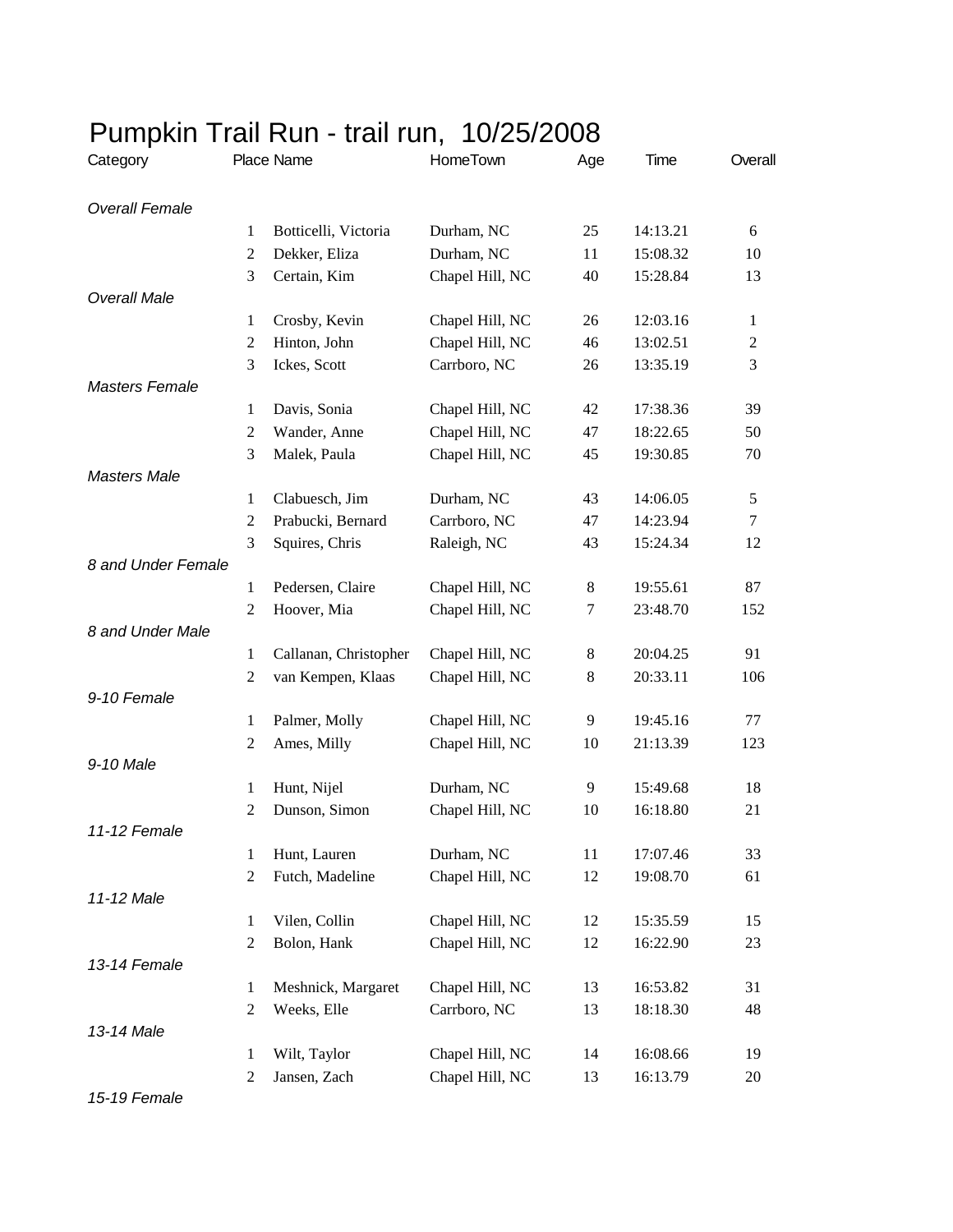# Pumpkin Trail Run - trail run, 10/25/2008

| Category | Place | Name | HomeTown | Age | Time | Overall |
|---|---|---|---|---|---|---|
| *Overall Female* | | | | | | |
| | 1 | Botticelli, Victoria | Durham, NC | 25 | 14:13.21 | 6 |
| | 2 | Dekker, Eliza | Durham, NC | 11 | 15:08.32 | 10 |
| | 3 | Certain, Kim | Chapel Hill, NC | 40 | 15:28.84 | 13 |
| *Overall Male* | | | | | | |
| | 1 | Crosby, Kevin | Chapel Hill, NC | 26 | 12:03.16 | 1 |
| | 2 | Hinton, John | Chapel Hill, NC | 46 | 13:02.51 | 2 |
| | 3 | Ickes, Scott | Carrboro, NC | 26 | 13:35.19 | 3 |
| *Masters Female* | | | | | | |
| | 1 | Davis, Sonia | Chapel Hill, NC | 42 | 17:38.36 | 39 |
| | 2 | Wander, Anne | Chapel Hill, NC | 47 | 18:22.65 | 50 |
| | 3 | Malek, Paula | Chapel Hill, NC | 45 | 19:30.85 | 70 |
| *Masters Male* | | | | | | |
| | 1 | Clabuesch, Jim | Durham, NC | 43 | 14:06.05 | 5 |
| | 2 | Prabucki, Bernard | Carrboro, NC | 47 | 14:23.94 | 7 |
| | 3 | Squires, Chris | Raleigh, NC | 43 | 15:24.34 | 12 |
| *8 and Under Female* | | | | | | |
| | 1 | Pedersen, Claire | Chapel Hill, NC | 8 | 19:55.61 | 87 |
| | 2 | Hoover, Mia | Chapel Hill, NC | 7 | 23:48.70 | 152 |
| *8 and Under Male* | | | | | | |
| | 1 | Callanan, Christopher | Chapel Hill, NC | 8 | 20:04.25 | 91 |
| | 2 | van Kempen, Klaas | Chapel Hill, NC | 8 | 20:33.11 | 106 |
| *9-10 Female* | | | | | | |
| | 1 | Palmer, Molly | Chapel Hill, NC | 9 | 19:45.16 | 77 |
| | 2 | Ames, Milly | Chapel Hill, NC | 10 | 21:13.39 | 123 |
| *9-10 Male* | | | | | | |
| | 1 | Hunt, Nijel | Durham, NC | 9 | 15:49.68 | 18 |
| | 2 | Dunson, Simon | Chapel Hill, NC | 10 | 16:18.80 | 21 |
| *11-12 Female* | | | | | | |
| | 1 | Hunt, Lauren | Durham, NC | 11 | 17:07.46 | 33 |
| | 2 | Futch, Madeline | Chapel Hill, NC | 12 | 19:08.70 | 61 |
| *11-12 Male* | | | | | | |
| | 1 | Vilen, Collin | Chapel Hill, NC | 12 | 15:35.59 | 15 |
| | 2 | Bolon, Hank | Chapel Hill, NC | 12 | 16:22.90 | 23 |
| *13-14 Female* | | | | | | |
| | 1 | Meshnick, Margaret | Chapel Hill, NC | 13 | 16:53.82 | 31 |
| | 2 | Weeks, Elle | Carrboro, NC | 13 | 18:18.30 | 48 |
| *13-14 Male* | | | | | | |
| | 1 | Wilt, Taylor | Chapel Hill, NC | 14 | 16:08.66 | 19 |
| | 2 | Jansen, Zach | Chapel Hill, NC | 13 | 16:13.79 | 20 |
| *15-19 Female* | | | | | | |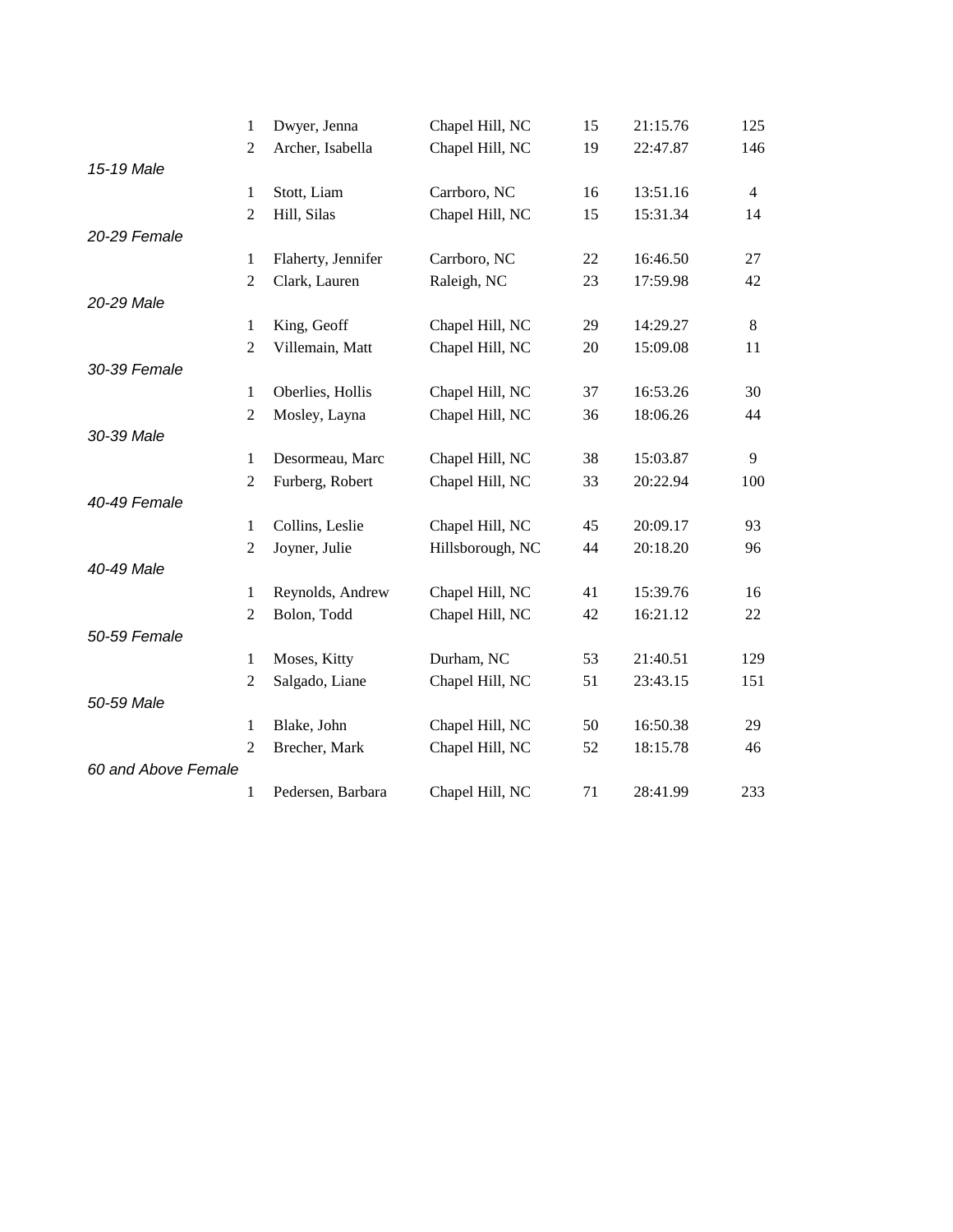| | | | | | | |
|---|---|---|---|---|---|---|
| | 1 | Dwyer, Jenna | Chapel Hill, NC | 15 | 21:15.76 | 125 |
| | 2 | Archer, Isabella | Chapel Hill, NC | 19 | 22:47.87 | 146 |
| *15-19 Male* | | | | | | |
| | 1 | Stott, Liam | Carrboro, NC | 16 | 13:51.16 | 4 |
| | 2 | Hill, Silas | Chapel Hill, NC | 15 | 15:31.34 | 14 |
| *20-29 Female* | | | | | | |
| | 1 | Flaherty, Jennifer | Carrboro, NC | 22 | 16:46.50 | 27 |
| | 2 | Clark, Lauren | Raleigh, NC | 23 | 17:59.98 | 42 |
| *20-29 Male* | | | | | | |
| | 1 | King, Geoff | Chapel Hill, NC | 29 | 14:29.27 | 8 |
| | 2 | Villemain, Matt | Chapel Hill, NC | 20 | 15:09.08 | 11 |
| *30-39 Female* | | | | | | |
| | 1 | Oberlies, Hollis | Chapel Hill, NC | 37 | 16:53.26 | 30 |
| | 2 | Mosley, Layna | Chapel Hill, NC | 36 | 18:06.26 | 44 |
| *30-39 Male* | | | | | | |
| | 1 | Desormeau, Marc | Chapel Hill, NC | 38 | 15:03.87 | 9 |
| | 2 | Furberg, Robert | Chapel Hill, NC | 33 | 20:22.94 | 100 |
| *40-49 Female* | | | | | | |
| | 1 | Collins, Leslie | Chapel Hill, NC | 45 | 20:09.17 | 93 |
| | 2 | Joyner, Julie | Hillsborough, NC | 44 | 20:18.20 | 96 |
| *40-49 Male* | | | | | | |
| | 1 | Reynolds, Andrew | Chapel Hill, NC | 41 | 15:39.76 | 16 |
| | 2 | Bolon, Todd | Chapel Hill, NC | 42 | 16:21.12 | 22 |
| *50-59 Female* | | | | | | |
| | 1 | Moses, Kitty | Durham, NC | 53 | 21:40.51 | 129 |
| | 2 | Salgado, Liane | Chapel Hill, NC | 51 | 23:43.15 | 151 |
| *50-59 Male* | | | | | | |
| | 1 | Blake, John | Chapel Hill, NC | 50 | 16:50.38 | 29 |
| | 2 | Brecher, Mark | Chapel Hill, NC | 52 | 18:15.78 | 46 |
| *60 and Above Female* | | | | | | |
| | 1 | Pedersen, Barbara | Chapel Hill, NC | 71 | 28:41.99 | 233 |